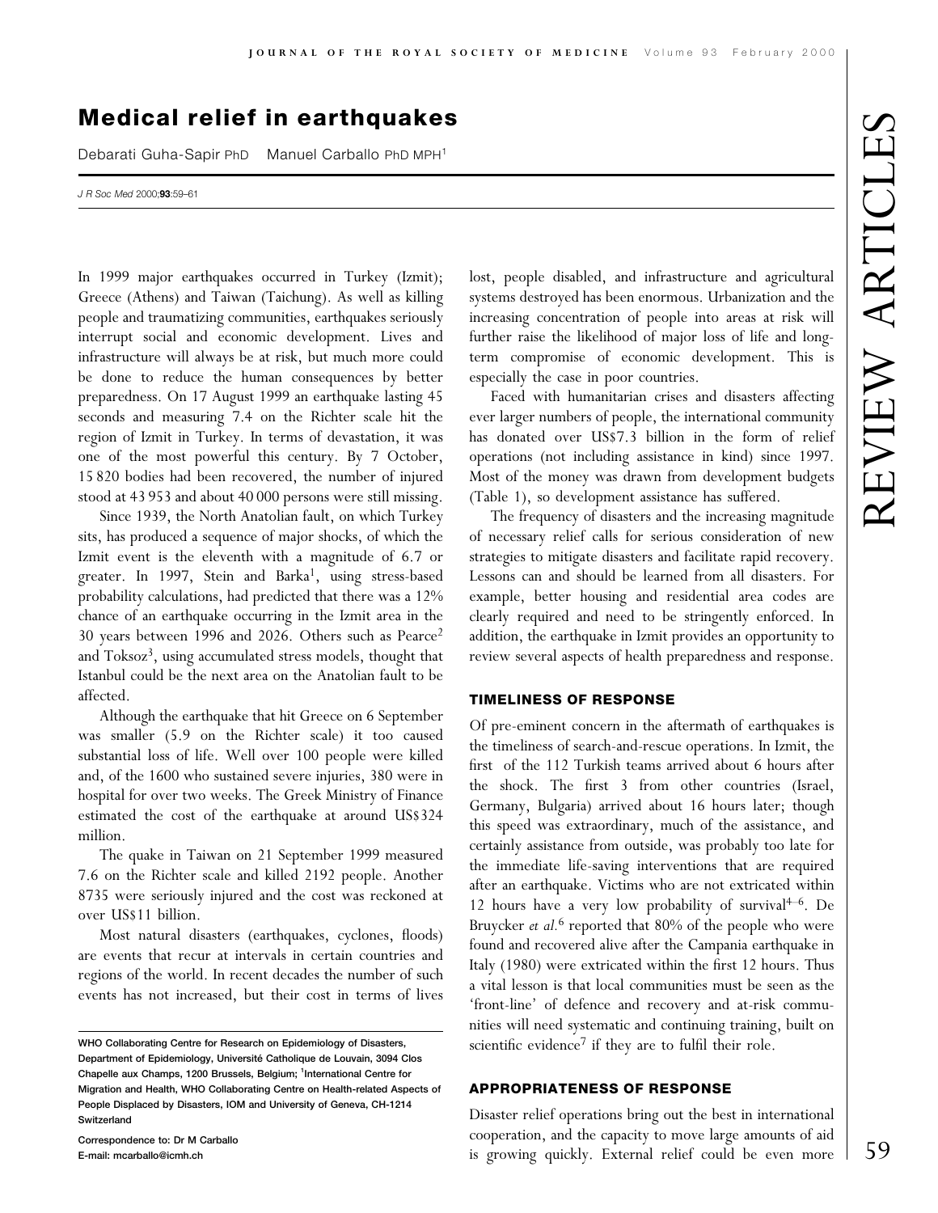# Medical relief in earthquakes

Debarati Guha-Sapir PhD   Manuel Carballo PhD MPH[1]

*J R Soc Med* 2000;**93**:59–61

In 1999 major earthquakes occurred in Turkey (Izmit); Greece (Athens) and Taiwan (Taichung). As well as killing people and traumatizing communities, earthquakes seriously interrupt social and economic development. Lives and infrastructure will always be at risk, but much more could be done to reduce the human consequences by better preparedness. On 17 August 1999 an earthquake lasting 45 seconds and measuring 7.4 on the Richter scale hit the region of Izmit in Turkey. In terms of devastation, it was one of the most powerful this century. By 7 October, 15 820 bodies had been recovered, the number of injured stood at 43 953 and about 40 000 persons were still missing.

Since 1939, the North Anatolian fault, on which Turkey sits, has produced a sequence of major shocks, of which the Izmit event is the eleventh with a magnitude of 6.7 or greater. In 1997, Stein and Barka[1], using stress-based probability calculations, had predicted that there was a 12% chance of an earthquake occurring in the Izmit area in the 30 years between 1996 and 2026. Others such as Pearce[2] and Toksoz[3], using accumulated stress models, thought that Istanbul could be the next area on the Anatolian fault to be affected.

Although the earthquake that hit Greece on 6 September was smaller (5.9 on the Richter scale) it too caused substantial loss of life. Well over 100 people were killed and, of the 1600 who sustained severe injuries, 380 were in hospital for over two weeks. The Greek Ministry of Finance estimated the cost of the earthquake at around US$324 million.

The quake in Taiwan on 21 September 1999 measured 7.6 on the Richter scale and killed 2192 people. Another 8735 were seriously injured and the cost was reckoned at over US$11 billion.

Most natural disasters (earthquakes, cyclones, floods) are events that recur at intervals in certain countries and regions of the world. In recent decades the number of such events has not increased, but their cost in terms of lives lost, people disabled, and infrastructure and agricultural systems destroyed has been enormous. Urbanization and the increasing concentration of people into areas at risk will further raise the likelihood of major loss of life and long-term compromise of economic development. This is especially the case in poor countries.

Faced with humanitarian crises and disasters affecting ever larger numbers of people, the international community has donated over US$7.3 billion in the form of relief operations (not including assistance in kind) since 1997. Most of the money was drawn from development budgets (Table 1), so development assistance has suffered.

The frequency of disasters and the increasing magnitude of necessary relief calls for serious consideration of new strategies to mitigate disasters and facilitate rapid recovery. Lessons can and should be learned from all disasters. For example, better housing and residential area codes are clearly required and need to be stringently enforced. In addition, the earthquake in Izmit provides an opportunity to review several aspects of health preparedness and response.

## TIMELINESS OF RESPONSE

Of pre-eminent concern in the aftermath of earthquakes is the timeliness of search-and-rescue operations. In Izmit, the first of the 112 Turkish teams arrived about 6 hours after the shock. The first 3 from other countries (Israel, Germany, Bulgaria) arrived about 16 hours later; though this speed was extraordinary, much of the assistance, and certainly assistance from outside, was probably too late for the immediate life-saving interventions that are required after an earthquake. Victims who are not extricated within 12 hours have a very low probability of survival[4–6]. De Bruycker *et al*.[6] reported that 80% of the people who were found and recovered alive after the Campania earthquake in Italy (1980) were extricated within the first 12 hours. Thus a vital lesson is that local communities must be seen as the 'front-line' of defence and recovery and at-risk communities will need systematic and continuing training, built on scientific evidence[7] if they are to fulfil their role.

## APPROPRIATENESS OF RESPONSE

Disaster relief operations bring out the best in international cooperation, and the capacity to move large amounts of aid is growing quickly. External relief could be even more

---

WHO Collaborating Centre for Research on Epidemiology of Disasters, Department of Epidemiology, Université Catholique de Louvain, 3094 Clos Chapelle aux Champs, 1200 Brussels, Belgium; [1]International Centre for Migration and Health, WHO Collaborating Centre on Health-related Aspects of People Displaced by Disasters, IOM and University of Geneva, CH-1214 Switzerland

Correspondence to: Dr M Carballo
E-mail: mcarballo@icmh.ch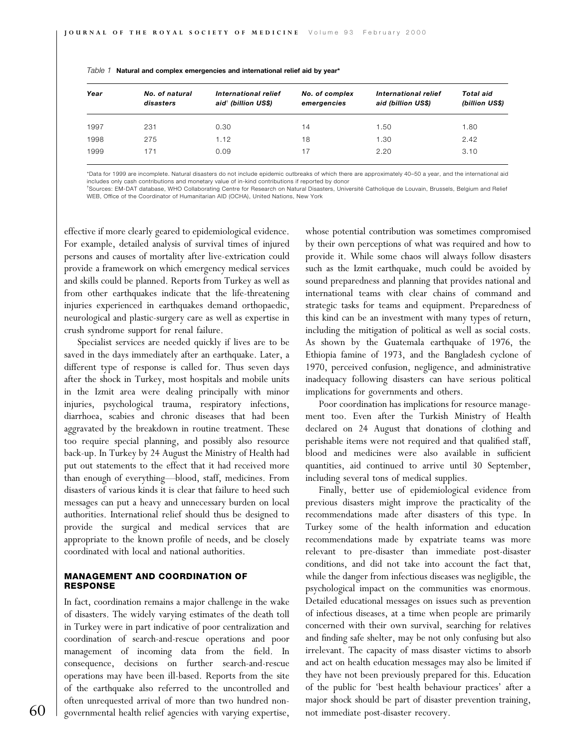*Table 1* **Natural and complex emergencies and international relief aid by year***

| *Year* | *No. of natural disasters* | *International relief aid*[†] *(billion US$)* | *No. of complex emergencies* | *International relief aid (billion US$)* | *Total aid (billion US$)* |
|---|---|---|---|---|---|
| 1997 | 231 | 0.30 | 14 | 1.50 | 1.80 |
| 1998 | 275 | 1.12 | 18 | 1.30 | 2.42 |
| 1999 | 171 | 0.09 | 17 | 2.20 | 3.10 |

*Data for 1999 are incomplete. Natural disasters do not include epidemic outbreaks of which there are approximately 40–50 a year, and the international aid includes only cash contributions and monetary value of in-kind contributions if reported by donor

[†]Sources: EM-DAT database, WHO Collaborating Centre for Research on Natural Disasters, Université Catholique de Louvain, Brussels, Belgium and Relief WEB, Office of the Coordinator of Humanitarian AID (OCHA), United Nations, New York

effective if more clearly geared to epidemiological evidence. For example, detailed analysis of survival times of injured persons and causes of mortality after live-extrication could provide a framework on which emergency medical services and skills could be planned. Reports from Turkey as well as from other earthquakes indicate that the life-threatening injuries experienced in earthquakes demand orthopaedic, neurological and plastic-surgery care as well as expertise in crush syndrome support for renal failure.

Specialist services are needed quickly if lives are to be saved in the days immediately after an earthquake. Later, a different type of response is called for. Thus seven days after the shock in Turkey, most hospitals and mobile units in the Izmit area were dealing principally with minor injuries, psychological trauma, respiratory infections, diarrhoea, scabies and chronic diseases that had been aggravated by the breakdown in routine treatment. These too require special planning, and possibly also resource back-up. In Turkey by 24 August the Ministry of Health had put out statements to the effect that it had received more than enough of everything—blood, staff, medicines. From disasters of various kinds it is clear that failure to heed such messages can put a heavy and unnecessary burden on local authorities. International relief should thus be designed to provide the surgical and medical services that are appropriate to the known profile of needs, and be closely coordinated with local and national authorities.

## MANAGEMENT AND COORDINATION OF RESPONSE

In fact, coordination remains a major challenge in the wake of disasters. The widely varying estimates of the death toll in Turkey were in part indicative of poor centralization and coordination of search-and-rescue operations and poor management of incoming data from the field. In consequence, decisions on further search-and-rescue operations may have been ill-based. Reports from the site of the earthquake also referred to the uncontrolled and often unrequested arrival of more than two hundred non-governmental health relief agencies with varying expertise, whose potential contribution was sometimes compromised by their own perceptions of what was required and how to provide it. While some chaos will always follow disasters such as the Izmit earthquake, much could be avoided by sound preparedness and planning that provides national and international teams with clear chains of command and strategic tasks for teams and equipment. Preparedness of this kind can be an investment with many types of return, including the mitigation of political as well as social costs. As shown by the Guatemala earthquake of 1976, the Ethiopia famine of 1973, and the Bangladesh cyclone of 1970, perceived confusion, negligence, and administrative inadequacy following disasters can have serious political implications for governments and others.

Poor coordination has implications for resource management too. Even after the Turkish Ministry of Health declared on 24 August that donations of clothing and perishable items were not required and that qualified staff, blood and medicines were also available in sufficient quantities, aid continued to arrive until 30 September, including several tons of medical supplies.

Finally, better use of epidemiological evidence from previous disasters might improve the practicality of the recommendations made after disasters of this type. In Turkey some of the health information and education recommendations made by expatriate teams was more relevant to pre-disaster than immediate post-disaster conditions, and did not take into account the fact that, while the danger from infectious diseases was negligible, the psychological impact on the communities was enormous. Detailed educational messages on issues such as prevention of infectious diseases, at a time when people are primarily concerned with their own survival, searching for relatives and finding safe shelter, may be not only confusing but also irrelevant. The capacity of mass disaster victims to absorb and act on health education messages may also be limited if they have not been previously prepared for this. Education of the public for 'best health behaviour practices' after a major shock should be part of disaster prevention training, not immediate post-disaster recovery.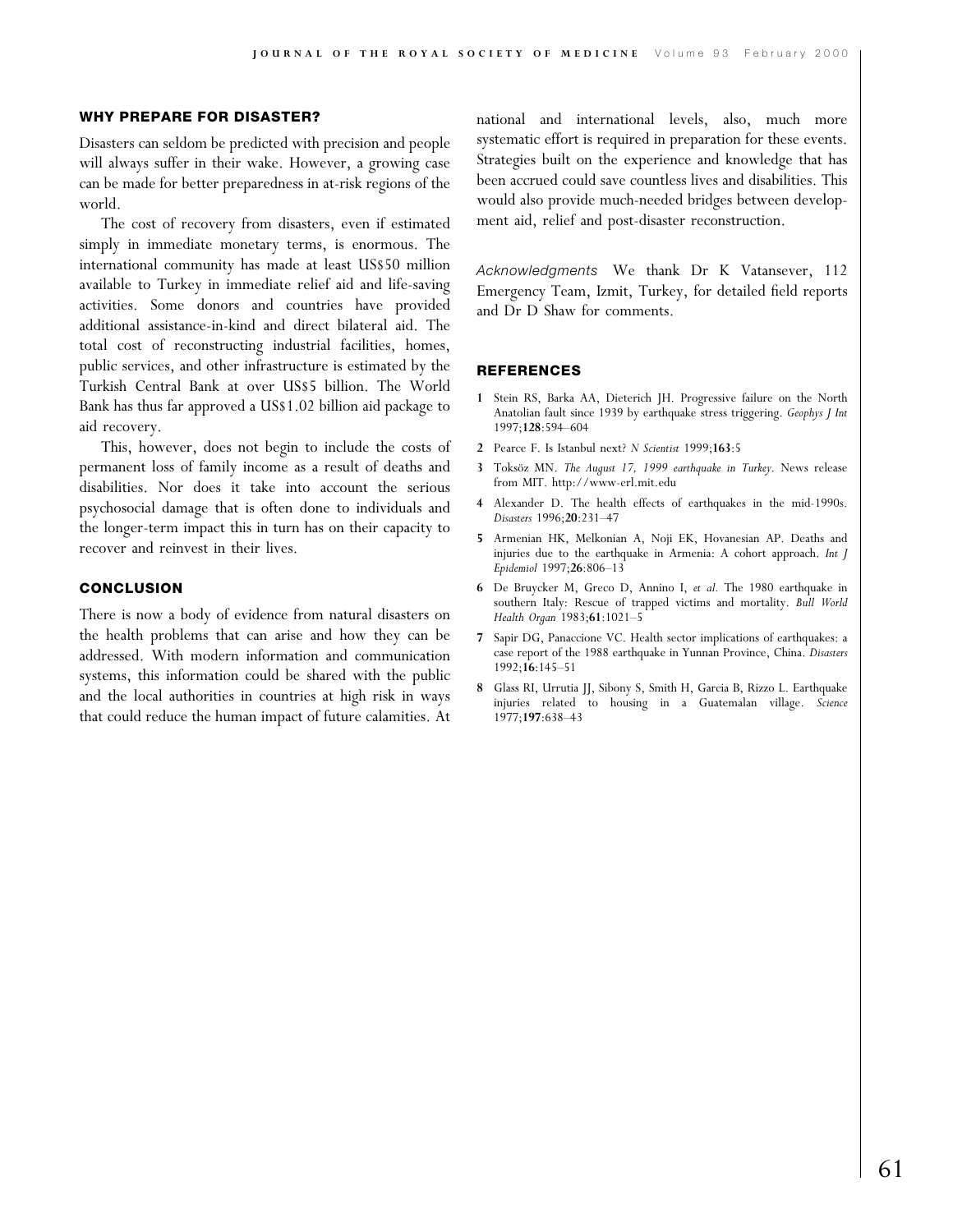## WHY PREPARE FOR DISASTER?

Disasters can seldom be predicted with precision and people will always suffer in their wake. However, a growing case can be made for better preparedness in at-risk regions of the world.

The cost of recovery from disasters, even if estimated simply in immediate monetary terms, is enormous. The international community has made at least US$50 million available to Turkey in immediate relief aid and life-saving activities. Some donors and countries have provided additional assistance-in-kind and direct bilateral aid. The total cost of reconstructing industrial facilities, homes, public services, and other infrastructure is estimated by the Turkish Central Bank at over US$5 billion. The World Bank has thus far approved a US$1.02 billion aid package to aid recovery.

This, however, does not begin to include the costs of permanent loss of family income as a result of deaths and disabilities. Nor does it take into account the serious psychosocial damage that is often done to individuals and the longer-term impact this in turn has on their capacity to recover and reinvest in their lives.

## CONCLUSION

There is now a body of evidence from natural disasters on the health problems that can arise and how they can be addressed. With modern information and communication systems, this information could be shared with the public and the local authorities in countries at high risk in ways that could reduce the human impact of future calamities. At national and international levels, also, much more systematic effort is required in preparation for these events. Strategies built on the experience and knowledge that has been accrued could save countless lives and disabilities. This would also provide much-needed bridges between development aid, relief and post-disaster reconstruction.

*Acknowledgments* We thank Dr K Vatansever, 112 Emergency Team, Izmit, Turkey, for detailed field reports and Dr D Shaw for comments.

## REFERENCES

1. Stein RS, Barka AA, Dieterich JH. Progressive failure on the North Anatolian fault since 1939 by earthquake stress triggering. *Geophys J Int* 1997;**128**:594–604
2. Pearce F. Is Istanbul next? *N Scientist* 1999;**163**:5
3. Toksöz MN. *The August 17, 1999 earthquake in Turkey*. News release from MIT. http://www-erl.mit.edu
4. Alexander D. The health effects of earthquakes in the mid-1990s. *Disasters* 1996;**20**:231–47
5. Armenian HK, Melkonian A, Noji EK, Hovanesian AP. Deaths and injuries due to the earthquake in Armenia: A cohort approach. *Int J Epidemiol* 1997;**26**:806–13
6. De Bruycker M, Greco D, Annino I, *et al*. The 1980 earthquake in southern Italy: Rescue of trapped victims and mortality. *Bull World Health Organ* 1983;**61**:1021–5
7. Sapir DG, Panaccione VC. Health sector implications of earthquakes: a case report of the 1988 earthquake in Yunnan Province, China. *Disasters* 1992;**16**:145–51
8. Glass RI, Urrutia JJ, Sibony S, Smith H, Garcia B, Rizzo L. Earthquake injuries related to housing in a Guatemalan village. *Science* 1977;**197**:638–43